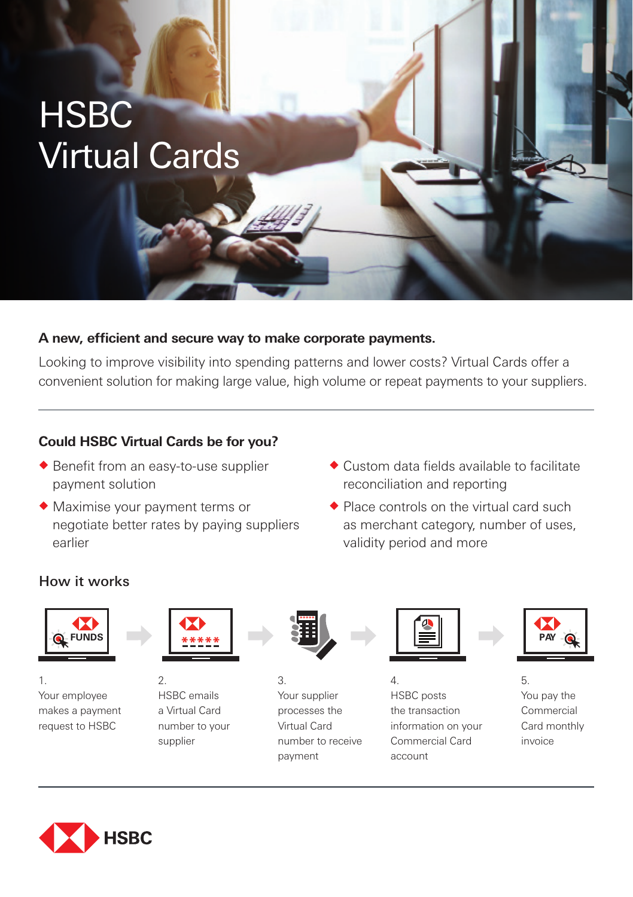# HSBC Virtual Cards

**A new, efficient and secure way to make corporate payments.**

Looking to improve visibility into spending patterns and lower costs? Virtual Cards offer a convenient solution for making large value, high volume or repeat payments to your suppliers.

---

## Could HSBC Virtual Cards be for you?

- Benefit from an easy-to-use supplier payment solution
- Maximise your payment terms or negotiate better rates by paying suppliers earlier
- Custom data fields available to facilitate reconciliation and reporting
- Place controls on the virtual card such as merchant category, number of uses, validity period and more

## How it works

1. Your employee makes a payment request to HSBC
2. HSBC emails a Virtual Card number to your supplier
3. Your supplier processes the Virtual Card number to receive payment
4. HSBC posts the transaction information on your Commercial Card account
5. You pay the Commercial Card monthly invoice

---

HSBC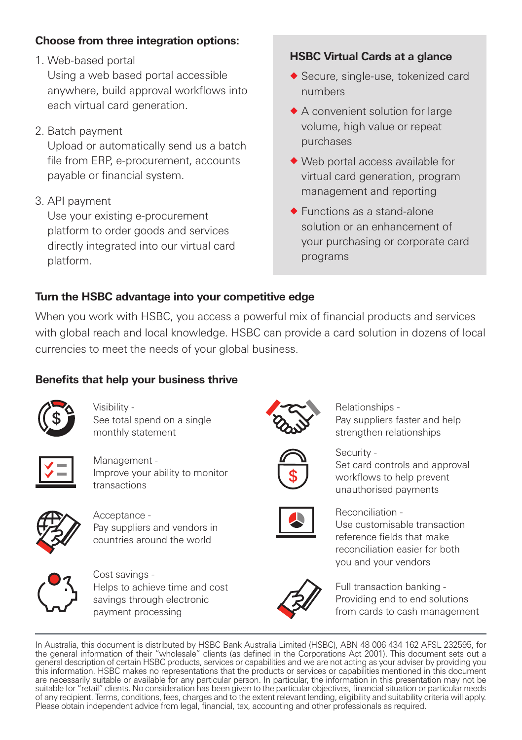**Choose from three integration options:**

1. Web-based portal
   Using a web based portal accessible anywhere, build approval workflows into each virtual card generation.

2. Batch payment
   Upload or automatically send us a batch file from ERP, e-procurement, accounts payable or financial system.

3. API payment
   Use your existing e-procurement platform to order goods and services directly integrated into our virtual card platform.

**HSBC Virtual Cards at a glance**

- Secure, single-use, tokenized card numbers
- A convenient solution for large volume, high value or repeat purchases
- Web portal access available for virtual card generation, program management and reporting
- Functions as a stand-alone solution or an enhancement of your purchasing or corporate card programs

**Turn the HSBC advantage into your competitive edge**

When you work with HSBC, you access a powerful mix of financial products and services with global reach and local knowledge. HSBC can provide a card solution in dozens of local currencies to meet the needs of your global business.

**Benefits that help your business thrive**

Visibility -
See total spend on a single monthly statement

Management -
Improve your ability to monitor transactions

Acceptance -
Pay suppliers and vendors in countries around the world

Cost savings -
Helps to achieve time and cost savings through electronic payment processing

Relationships -
Pay suppliers faster and help strengthen relationships

Security -
Set card controls and approval workflows to help prevent unauthorised payments

Reconciliation -
Use customisable transaction reference fields that make reconciliation easier for both you and your vendors

Full transaction banking -
Providing end to end solutions from cards to cash management

In Australia, this document is distributed by HSBC Bank Australia Limited (HSBC), ABN 48 006 434 162 AFSL 232595, for the general information of their "wholesale" clients (as defined in the Corporations Act 2001). This document sets out a general description of certain HSBC products, services or capabilities and we are not acting as your adviser by providing you this information. HSBC makes no representations that the products or services or capabilities mentioned in this document are necessarily suitable or available for any particular person. In particular, the information in this presentation may not be suitable for "retail" clients. No consideration has been given to the particular objectives, financial situation or particular needs of any recipient. Terms, conditions, fees, charges and to the extent relevant lending, eligibility and suitability criteria will apply. Please obtain independent advice from legal, financial, tax, accounting and other professionals as required.